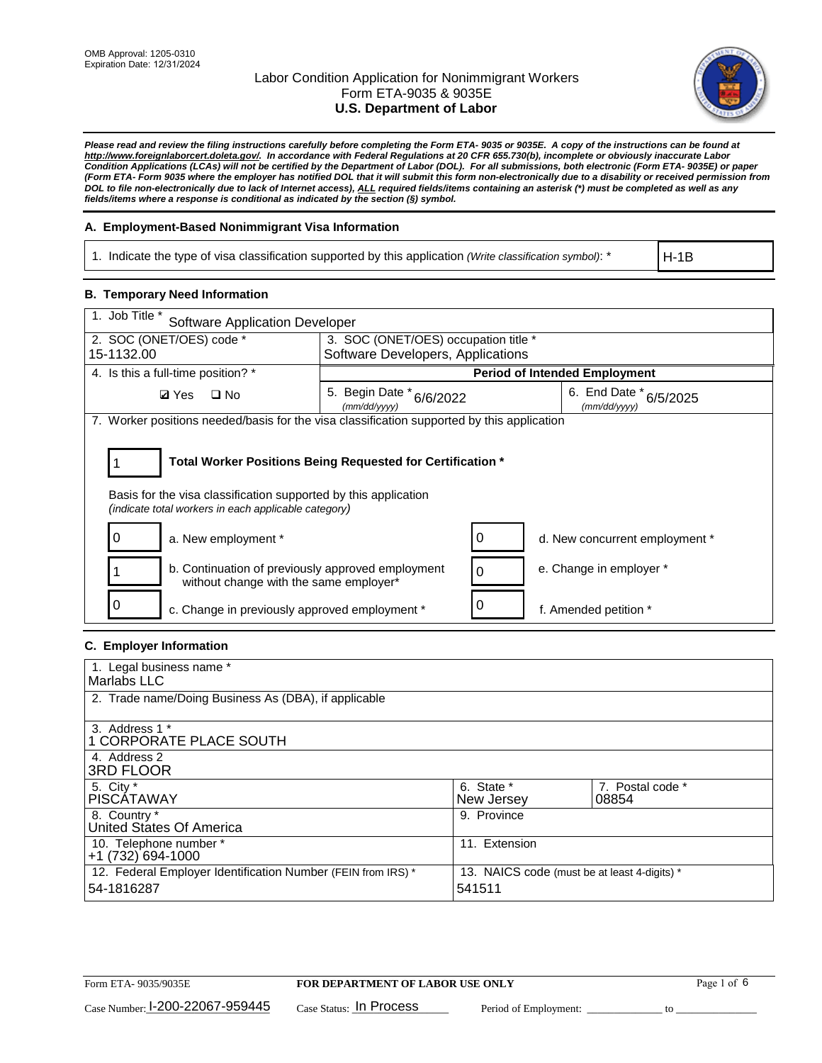OMB Approval: 1205-0310
Expiration Date: 12/31/2024

# Labor Condition Application for Nonimmigrant Workers
## Form ETA-9035 & 9035E
## U.S. Department of Labor

***Please read and review the filing instructions carefully before completing the Form ETA- 9035 or 9035E. A copy of the instructions can be found at http://www.foreignlaborcert.doleta.gov/. In accordance with Federal Regulations at 20 CFR 655.730(b), incomplete or obviously inaccurate Labor Condition Applications (LCAs) will not be certified by the Department of Labor (DOL). For all submissions, both electronic (Form ETA- 9035E) or paper (Form ETA- Form 9035 where the employer has notified DOL that it will submit this form non-electronically due to a disability or received permission from DOL to file non-electronically due to lack of Internet access), ALL required fields/items containing an asterisk (*) must be completed as well as any fields/items where a response is conditional as indicated by the section (§) symbol.***

### A. Employment-Based Nonimmigrant Visa Information

| 1. Indicate the type of visa classification supported by this application *(Write classification symbol)*: * | H-1B |
|---|---|

### B. Temporary Need Information

| 1. Job Title * Software Application Developer | | |
|---|---|---|
| 2. SOC (ONET/OES) code * 15-1132.00 | 3. SOC (ONET/OES) occupation title * Software Developers, Applications | |
| 4. Is this a full-time position? * | **Period of Intended Employment** | |
| ☑ Yes ☐ No | 5. Begin Date * *(mm/dd/yyyy)* 6/6/2022 | 6. End Date * *(mm/dd/yyyy)* 6/5/2025 |

7. Worker positions needed/basis for the visa classification supported by this application

| 1 | **Total Worker Positions Being Requested for Certification *** |
|---|---|

Basis for the visa classification supported by this application
*(indicate total workers in each applicable category)*

| Count | Category | Count | Category |
|---|---|---|---|
| 0 | a. New employment * | 0 | d. New concurrent employment * |
| 1 | b. Continuation of previously approved employment without change with the same employer* | 0 | e. Change in employer * |
| 0 | c. Change in previously approved employment * | 0 | f. Amended petition * |

### C. Employer Information

| 1. Legal business name * Marlabs LLC | | |
|---|---|---|
| 2. Trade name/Doing Business As (DBA), if applicable | | |
| 3. Address 1 * 1 CORPORATE PLACE SOUTH | | |
| 4. Address 2 3RD FLOOR | | |
| 5. City * PISCATAWAY | 6. State * New Jersey | 7. Postal code * 08854 |
| 8. Country * United States Of America | 9. Province | |
| 10. Telephone number * +1 (732) 694-1000 | 11. Extension | |
| 12. Federal Employer Identification Number (FEIN from IRS) * 54-1816287 | 13. NAICS code (must be at least 4-digits) * 541511 | |

Form ETA- 9035/9035E **FOR DEPARTMENT OF LABOR USE ONLY**

Case Number: I-200-22067-959445 Case Status: In Process Period of Employment: ______________ to ______________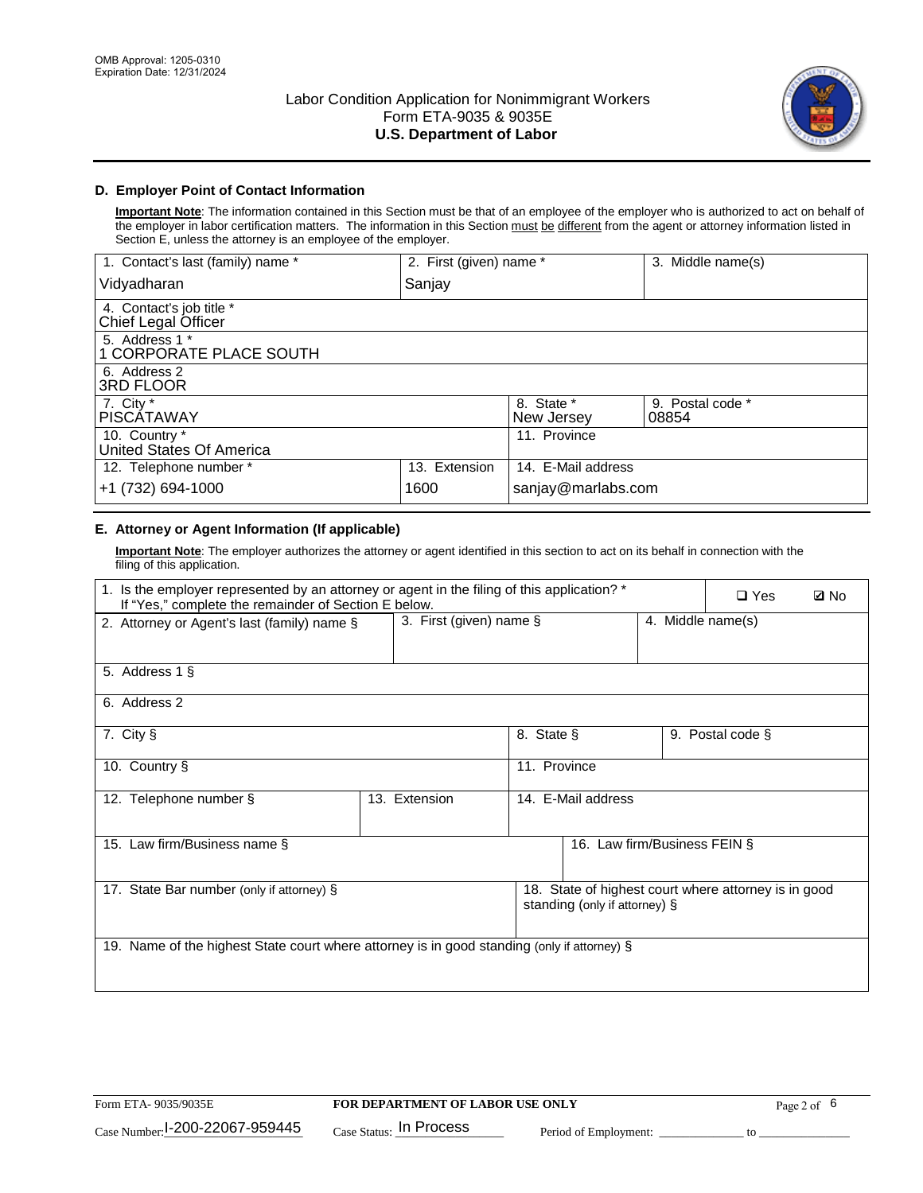OMB Approval: 1205-0310
Expiration Date: 12/31/2024

# Labor Condition Application for Nonimmigrant Workers
## Form ETA-9035 & 9035E
## U.S. Department of Labor

### D. Employer Point of Contact Information

**Important Note**: The information contained in this Section must be that of an employee of the employer who is authorized to act on behalf of the employer in labor certification matters. The information in this Section must be different from the agent or attorney information listed in Section E, unless the attorney is an employee of the employer.

| 1. Contact's last (family) name * | 2. First (given) name * | 3. Middle name(s) |
|---|---|---|
| Vidyadharan | Sanjay | |

| 4. Contact's job title * |
|---|
| Chief Legal Officer |

| 5. Address 1 * |
|---|
| 1 CORPORATE PLACE SOUTH |

| 6. Address 2 |
|---|
| 3RD FLOOR |

| 7. City * | 8. State * | 9. Postal code * |
|---|---|---|
| PISCATAWAY | New Jersey | 08854 |

| 10. Country * | 11. Province |
|---|---|
| United States Of America | |

| 12. Telephone number * | 13. Extension | 14. E-Mail address |
|---|---|---|
| +1 (732) 694-1000 | 1600 | sanjay@marlabs.com |

### E. Attorney or Agent Information (If applicable)

**Important Note**: The employer authorizes the attorney or agent identified in this section to act on its behalf in connection with the filing of this application.

1. Is the employer represented by an attorney or agent in the filing of this application? * If "Yes," complete the remainder of Section E below. ☐ Yes ☑ No

| 2. Attorney or Agent's last (family) name § | 3. First (given) name § | 4. Middle name(s) |
|---|---|---|
| | | |

| 5. Address 1 § |
|---|
| |

| 6. Address 2 |
|---|
| |

| 7. City § | 8. State § | 9. Postal code § |
|---|---|---|
| | | |

| 10. Country § | 11. Province |
|---|---|
| | |

| 12. Telephone number § | 13. Extension | 14. E-Mail address |
|---|---|---|
| | | |

| 15. Law firm/Business name § | 16. Law firm/Business FEIN § |
|---|---|
| | |

| 17. State Bar number (only if attorney) § | 18. State of highest court where attorney is in good standing (only if attorney) § |
|---|---|
| | |

| 19. Name of the highest State court where attorney is in good standing (only if attorney) § |
|---|
| |

Form ETA- 9035/9035E | FOR DEPARTMENT OF LABOR USE ONLY

Case Number: I-200-22067-959445 Case Status: In Process Period of Employment: _____________ to _____________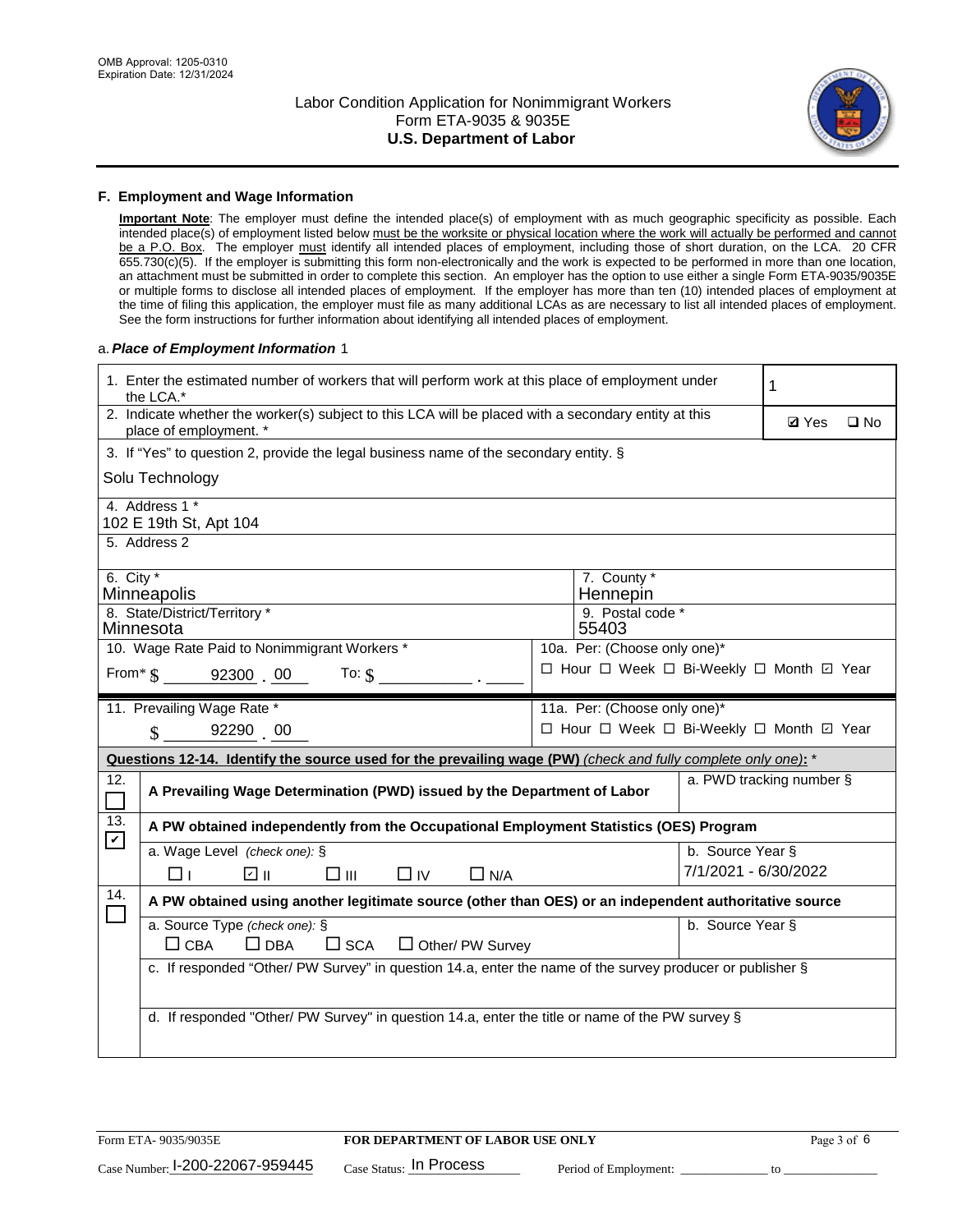## F. Employment and Wage Information

**Important Note**: The employer must define the intended place(s) of employment with as much geographic specificity as possible. Each intended place(s) of employment listed below must be the worksite or physical location where the work will actually be performed and cannot be a P.O. Box. The employer must identify all intended places of employment, including those of short duration, on the LCA. 20 CFR 655.730(c)(5). If the employer is submitting this form non-electronically and the work is expected to be performed in more than one location, an attachment must be submitted in order to complete this section. An employer has the option to use either a single Form ETA-9035/9035E or multiple forms to disclose all intended places of employment. If the employer has more than ten (10) intended places of employment at the time of filing this application, the employer must file as many additional LCAs as are necessary to list all intended places of employment. See the form instructions for further information about identifying all intended places of employment.

a. ***Place of Employment Information*** 1

| | |
|---|---|
| 1. Enter the estimated number of workers that will perform work at this place of employment under the LCA.* | 1 |
| 2. Indicate whether the worker(s) subject to this LCA will be placed with a secondary entity at this place of employment. * | ☑ Yes ☐ No |
| 3. If "Yes" to question 2, provide the legal business name of the secondary entity. § Solu Technology | |
| 4. Address 1 * 102 E 19th St, Apt 104 | |
| 5. Address 2 | |
| 6. City * Minneapolis | 7. County * Hennepin |
| 8. State/District/Territory * Minnesota | 9. Postal code * 55403 |
| 10. Wage Rate Paid to Nonimmigrant Workers * From* $ 92300 . 00 To: $ ______ . ____ | 10a. Per: (Choose only one)* ☐ Hour ☐ Week ☐ Bi-Weekly ☐ Month ☑ Year |
| 11. Prevailing Wage Rate * $ 92290 . 00 | 11a. Per: (Choose only one)* ☐ Hour ☐ Week ☐ Bi-Weekly ☐ Month ☑ Year |

**Questions 12-14. Identify the source used for the prevailing wage (PW)** *(check and fully complete only one)*: *

| | | |
|---|---|---|
| 12. ☐ | **A Prevailing Wage Determination (PWD) issued by the Department of Labor** | a. PWD tracking number § |
| 13. ☑ | **A PW obtained independently from the Occupational Employment Statistics (OES) Program** | |
| | a. Wage Level *(check one)*: § ☐ I ☑ II ☐ III ☐ IV ☐ N/A | b. Source Year § 7/1/2021 - 6/30/2022 |
| 14. ☐ | **A PW obtained using another legitimate source (other than OES) or an independent authoritative source** | |
| | a. Source Type *(check one)*: § ☐ CBA ☐ DBA ☐ SCA ☐ Other/ PW Survey | b. Source Year § |
| | c. If responded "Other/ PW Survey" in question 14.a, enter the name of the survey producer or publisher § | |
| | d. If responded "Other/ PW Survey" in question 14.a, enter the title or name of the PW survey § | |

Form ETA- 9035/9035E | **FOR DEPARTMENT OF LABOR USE ONLY**

Case Number: I-200-22067-959445 Case Status: In Process Period of Employment: ______ to ______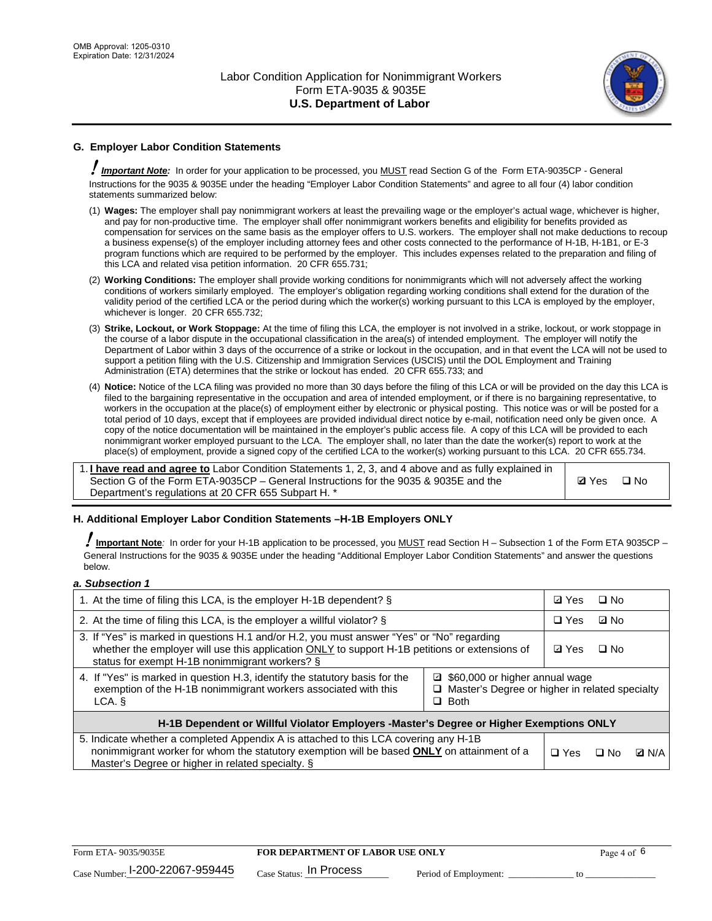## G. Employer Labor Condition Statements

! ***Important Note:*** In order for your application to be processed, you MUST read Section G of the Form ETA-9035CP - General Instructions for the 9035 & 9035E under the heading "Employer Labor Condition Statements" and agree to all four (4) labor condition statements summarized below:

(1) **Wages:** The employer shall pay nonimmigrant workers at least the prevailing wage or the employer's actual wage, whichever is higher, and pay for non-productive time. The employer shall offer nonimmigrant workers benefits and eligibility for benefits provided as compensation for services on the same basis as the employer offers to U.S. workers. The employer shall not make deductions to recoup a business expense(s) of the employer including attorney fees and other costs connected to the performance of H-1B, H-1B1, or E-3 program functions which are required to be performed by the employer. This includes expenses related to the preparation and filing of this LCA and related visa petition information. 20 CFR 655.731;

(2) **Working Conditions:** The employer shall provide working conditions for nonimmigrants which will not adversely affect the working conditions of workers similarly employed. The employer's obligation regarding working conditions shall extend for the duration of the validity period of the certified LCA or the period during which the worker(s) working pursuant to this LCA is employed by the employer, whichever is longer. 20 CFR 655.732;

(3) **Strike, Lockout, or Work Stoppage:** At the time of filing this LCA, the employer is not involved in a strike, lockout, or work stoppage in the course of a labor dispute in the occupational classification in the area(s) of intended employment. The employer will notify the Department of Labor within 3 days of the occurrence of a strike or lockout in the occupation, and in that event the LCA will not be used to support a petition filing with the U.S. Citizenship and Immigration Services (USCIS) until the DOL Employment and Training Administration (ETA) determines that the strike or lockout has ended. 20 CFR 655.733; and

(4) **Notice:** Notice of the LCA filing was provided no more than 30 days before the filing of this LCA or will be provided on the day this LCA is filed to the bargaining representative in the occupation and area of intended employment, or if there is no bargaining representative, to workers in the occupation at the place(s) of employment either by electronic or physical posting. This notice was or will be posted for a total period of 10 days, except that if employees are provided individual direct notice by e-mail, notification need only be given once. A copy of the notice documentation will be maintained in the employer's public access file. A copy of this LCA will be provided to each nonimmigrant worker employed pursuant to the LCA. The employer shall, no later than the date the worker(s) report to work at the place(s) of employment, provide a signed copy of the certified LCA to the worker(s) working pursuant to this LCA. 20 CFR 655.734.

| | |
|---|---|
| 1. **I have read and agree to** Labor Condition Statements 1, 2, 3, and 4 above and as fully explained in Section G of the Form ETA-9035CP – General Instructions for the 9035 & 9035E and the Department's regulations at 20 CFR 655 Subpart H. * | ☑ Yes ☐ No |

## H. Additional Employer Labor Condition Statements –H-1B Employers ONLY

! **Important Note**: In order for your H-1B application to be processed, you MUST read Section H – Subsection 1 of the Form ETA 9035CP – General Instructions for the 9035 & 9035E under the heading "Additional Employer Labor Condition Statements" and answer the questions below.

***a. Subsection 1***

| | | |
|---|---|---|
| 1. At the time of filing this LCA, is the employer H-1B dependent? § | | ☑ Yes ☐ No |
| 2. At the time of filing this LCA, is the employer a willful violator? § | | ☐ Yes ☑ No |
| 3. If "Yes" is marked in questions H.1 and/or H.2, you must answer "Yes" or "No" regarding whether the employer will use this application ONLY to support H-1B petitions or extensions of status for exempt H-1B nonimmigrant workers? § | | ☑ Yes ☐ No |
| 4. If "Yes" is marked in question H.3, identify the statutory basis for the exemption of the H-1B nonimmigrant workers associated with this LCA. § | ☑ $60,000 or higher annual wage<br>☐ Master's Degree or higher in related specialty<br>☐ Both | |
| **H-1B Dependent or Willful Violator Employers -Master's Degree or Higher Exemptions ONLY** | | |
| 5. Indicate whether a completed Appendix A is attached to this LCA covering any H-1B nonimmigrant worker for whom the statutory exemption will be based **ONLY** on attainment of a Master's Degree or higher in related specialty. § | | ☐ Yes ☐ No ☑ N/A |

Form ETA- 9035/9035E | **FOR DEPARTMENT OF LABOR USE ONLY**

Case Number: I-200-22067-959445 Case Status: In Process Period of Employment: _____________ to _____________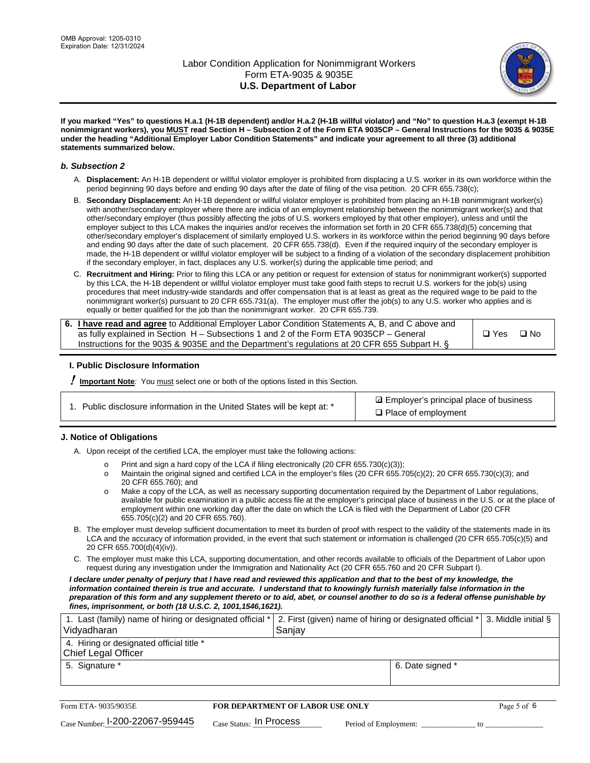**If you marked "Yes" to questions H.a.1 (H-1B dependent) and/or H.a.2 (H-1B willful violator) and "No" to question H.a.3 (exempt H-1B nonimmigrant workers), you MUST read Section H – Subsection 2 of the Form ETA 9035CP – General Instructions for the 9035 & 9035E under the heading "Additional Employer Labor Condition Statements" and indicate your agreement to all three (3) additional statements summarized below.**

### *b. Subsection 2*

A. **Displacement:** An H-1B dependent or willful violator employer is prohibited from displacing a U.S. worker in its own workforce within the period beginning 90 days before and ending 90 days after the date of filing of the visa petition. 20 CFR 655.738(c);

B. **Secondary Displacement:** An H-1B dependent or willful violator employer is prohibited from placing an H-1B nonimmigrant worker(s) with another/secondary employer where there are indicia of an employment relationship between the nonimmigrant worker(s) and that other/secondary employer (thus possibly affecting the jobs of U.S. workers employed by that other employer), unless and until the employer subject to this LCA makes the inquiries and/or receives the information set forth in 20 CFR 655.738(d)(5) concerning that other/secondary employer's displacement of similarly employed U.S. workers in its workforce within the period beginning 90 days before and ending 90 days after the date of such placement. 20 CFR 655.738(d). Even if the required inquiry of the secondary employer is made, the H-1B dependent or willful violator employer will be subject to a finding of a violation of the secondary displacement prohibition if the secondary employer, in fact, displaces any U.S. worker(s) during the applicable time period; and

C. **Recruitment and Hiring:** Prior to filing this LCA or any petition or request for extension of status for nonimmigrant worker(s) supported by this LCA, the H-1B dependent or willful violator employer must take good faith steps to recruit U.S. workers for the job(s) using procedures that meet industry-wide standards and offer compensation that is at least as great as the required wage to be paid to the nonimmigrant worker(s) pursuant to 20 CFR 655.731(a). The employer must offer the job(s) to any U.S. worker who applies and is equally or better qualified for the job than the nonimmigrant worker. 20 CFR 655.739.

| 6. **I have read and agree** to Additional Employer Labor Condition Statements A, B, and C above and as fully explained in Section H – Subsections 1 and 2 of the Form ETA 9035CP – General Instructions for the 9035 & 9035E and the Department's regulations at 20 CFR 655 Subpart H. § | ❑ Yes ❑ No |
|---|---|

## I. Public Disclosure Information

**! Important Note***:* You must select one or both of the options listed in this Section.

| 1. Public disclosure information in the United States will be kept at: * | ☑ Employer's principal place of business<br>❑ Place of employment |
|---|---|

## J. Notice of Obligations

A. Upon receipt of the certified LCA, the employer must take the following actions:

- Print and sign a hard copy of the LCA if filing electronically (20 CFR 655.730(c)(3));
- Maintain the original signed and certified LCA in the employer's files (20 CFR 655.705(c)(2); 20 CFR 655.730(c)(3); and 20 CFR 655.760); and
- Make a copy of the LCA, as well as necessary supporting documentation required by the Department of Labor regulations, available for public examination in a public access file at the employer's principal place of business in the U.S. or at the place of employment within one working day after the date on which the LCA is filed with the Department of Labor (20 CFR 655.705(c)(2) and 20 CFR 655.760).

B. The employer must develop sufficient documentation to meet its burden of proof with respect to the validity of the statements made in its LCA and the accuracy of information provided, in the event that such statement or information is challenged (20 CFR 655.705(c)(5) and 20 CFR 655.700(d)(4)(iv)).

C. The employer must make this LCA, supporting documentation, and other records available to officials of the Department of Labor upon request during any investigation under the Immigration and Nationality Act (20 CFR 655.760 and 20 CFR Subpart I).

***I declare under penalty of perjury that I have read and reviewed this application and that to the best of my knowledge, the information contained therein is true and accurate. I understand that to knowingly furnish materially false information in the preparation of this form and any supplement thereto or to aid, abet, or counsel another to do so is a federal offense punishable by fines, imprisonment, or both (18 U.S.C. 2, 1001,1546,1621).***

| 1. Last (family) name of hiring or designated official *<br>Vidyadharan | 2. First (given) name of hiring or designated official *<br>Sanjay | 3. Middle initial § |
|---|---|---|
| 4. Hiring or designated official title *<br>Chief Legal Officer | | |
| 5. Signature * | 6. Date signed * | |

| Form ETA- 9035/9035E | FOR DEPARTMENT OF LABOR USE ONLY | |
|---|---|---|
| Case Number: I-200-22067-959445 | Case Status: In Process | Period of Employment: _____________ to _____________ |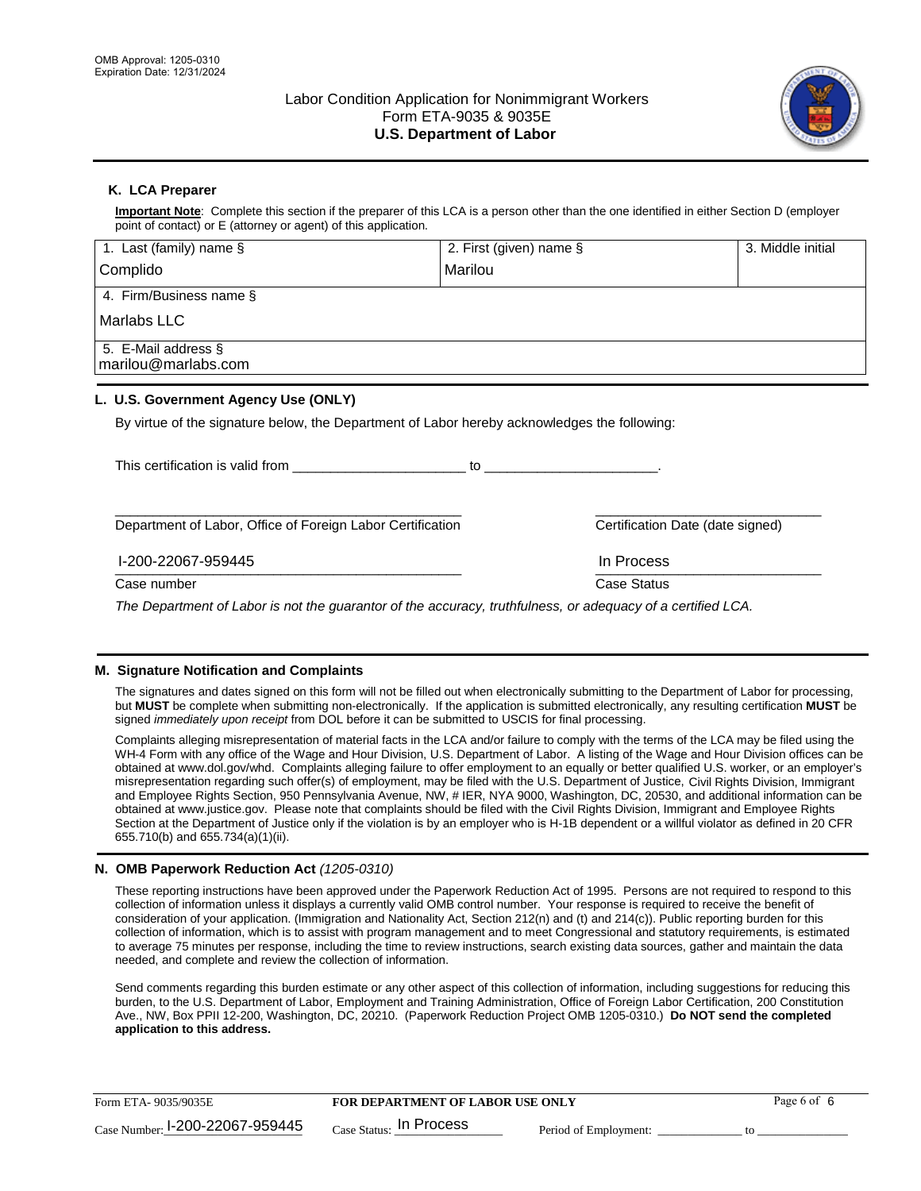OMB Approval: 1205-0310
Expiration Date: 12/31/2024

# Labor Condition Application for Nonimmigrant Workers
# Form ETA-9035 & 9035E
# U.S. Department of Labor

## K. LCA Preparer

**Important Note**: Complete this section if the preparer of this LCA is a person other than the one identified in either Section D (employer point of contact) or E (attorney or agent) of this application.

| 1. Last (family) name § | 2. First (given) name § | 3. Middle initial |
|---|---|---|
| Complido | Marilou | |
| 4. Firm/Business name § | | |
| Marlabs LLC | | |
| 5. E-Mail address § | | |
| marilou@marlabs.com | | |

## L. U.S. Government Agency Use (ONLY)

By virtue of the signature below, the Department of Labor hereby acknowledges the following:

This certification is valid from _______________________ to _______________________.

_______________________________________________ Department of Labor, Office of Foreign Labor Certification

_______________________________ Certification Date (date signed)

I-200-22067-959445
Case number

In Process
Case Status

*The Department of Labor is not the guarantor of the accuracy, truthfulness, or adequacy of a certified LCA.*

## M. Signature Notification and Complaints

The signatures and dates signed on this form will not be filled out when electronically submitting to the Department of Labor for processing, but **MUST** be complete when submitting non-electronically. If the application is submitted electronically, any resulting certification **MUST** be signed *immediately upon receipt* from DOL before it can be submitted to USCIS for final processing.

Complaints alleging misrepresentation of material facts in the LCA and/or failure to comply with the terms of the LCA may be filed using the WH-4 Form with any office of the Wage and Hour Division, U.S. Department of Labor. A listing of the Wage and Hour Division offices can be obtained at www.dol.gov/whd. Complaints alleging failure to offer employment to an equally or better qualified U.S. worker, or an employer's misrepresentation regarding such offer(s) of employment, may be filed with the U.S. Department of Justice, Civil Rights Division, Immigrant and Employee Rights Section, 950 Pennsylvania Avenue, NW, # IER, NYA 9000, Washington, DC, 20530, and additional information can be obtained at www.justice.gov. Please note that complaints should be filed with the Civil Rights Division, Immigrant and Employee Rights Section at the Department of Justice only if the violation is by an employer who is H-1B dependent or a willful violator as defined in 20 CFR 655.710(b) and 655.734(a)(1)(ii).

## N. OMB Paperwork Reduction Act *(1205-0310)*

These reporting instructions have been approved under the Paperwork Reduction Act of 1995. Persons are not required to respond to this collection of information unless it displays a currently valid OMB control number. Your response is required to receive the benefit of consideration of your application. (Immigration and Nationality Act, Section 212(n) and (t) and 214(c)). Public reporting burden for this collection of information, which is to assist with program management and to meet Congressional and statutory requirements, is estimated to average 75 minutes per response, including the time to review instructions, search existing data sources, gather and maintain the data needed, and complete and review the collection of information.

Send comments regarding this burden estimate or any other aspect of this collection of information, including suggestions for reducing this burden, to the U.S. Department of Labor, Employment and Training Administration, Office of Foreign Labor Certification, 200 Constitution Ave., NW, Box PPII 12-200, Washington, DC, 20210. (Paperwork Reduction Project OMB 1205-0310.) **Do NOT send the completed application to this address.**

Form ETA- 9035/9035E | **FOR DEPARTMENT OF LABOR USE ONLY**

Case Number: I-200-22067-959445 Case Status: In Process Period of Employment: _____________ to _____________